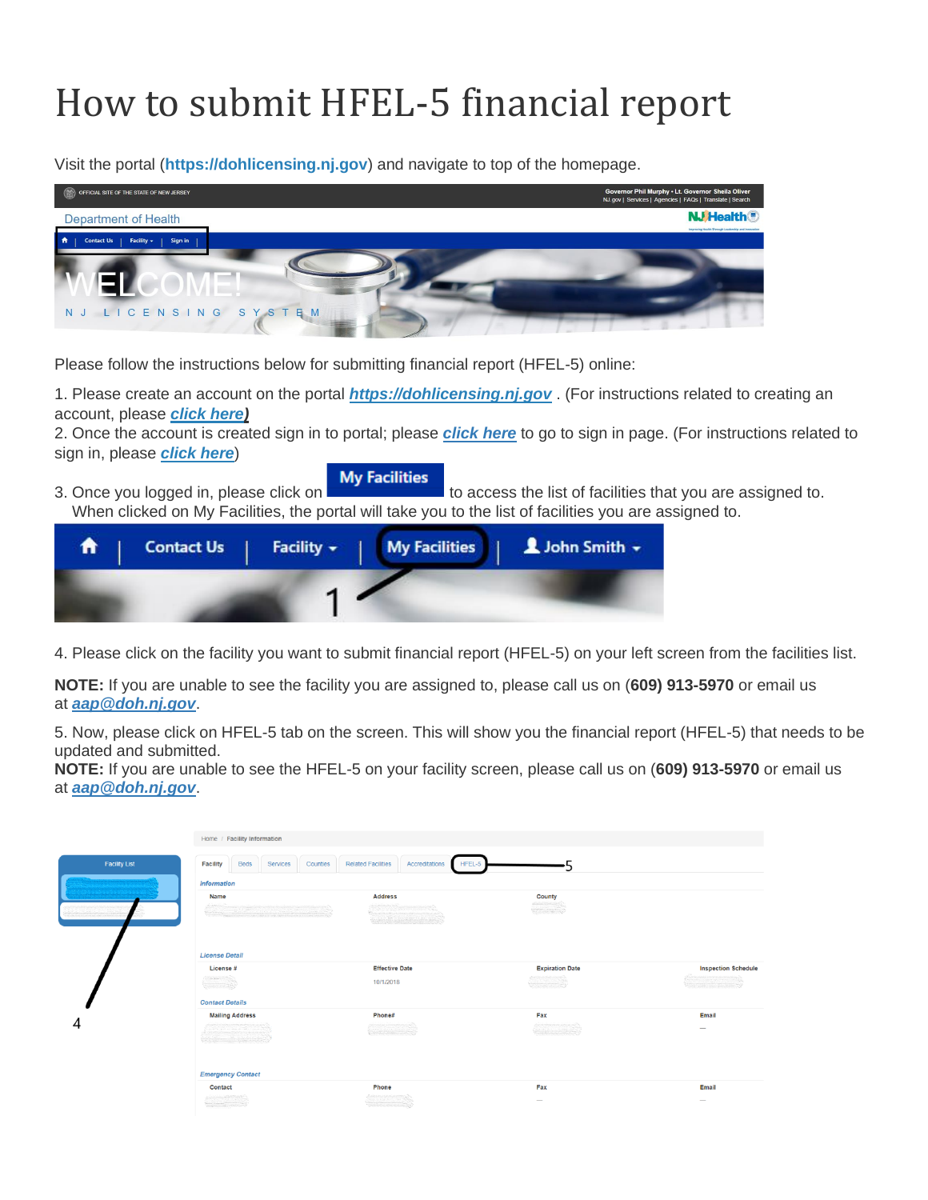# How to submit HFEL-5 financial report

Visit the portal (**https://dohlicensing.nj.gov**) and navigate to top of the homepage.

Please follow the instructions below for submitting financial report (HFEL-5) online:

1. Please create an account on the portal ***https://dohlicensing.nj.gov*** . (For instructions related to creating an account, please ***click here)***
2. Once the account is created sign in to portal; please ***click here*** to go to sign in page. (For instructions related to sign in, please ***click here***)
3. Once you logged in, please click on **My Facilities** to access the list of facilities that you are assigned to. When clicked on My Facilities, the portal will take you to the list of facilities you are assigned to.

4. Please click on the facility you want to submit financial report (HFEL-5) on your left screen from the facilities list.

**NOTE:** If you are unable to see the facility you are assigned to, please call us on (**609) 913-5970** or email us at ***aap@doh.nj.gov***.

5. Now, please click on HFEL-5 tab on the screen. This will show you the financial report (HFEL-5) that needs to be updated and submitted.
**NOTE:** If you are unable to see the HFEL-5 on your facility screen, please call us on (**609) 913-5970** or email us at ***aap@doh.nj.gov***.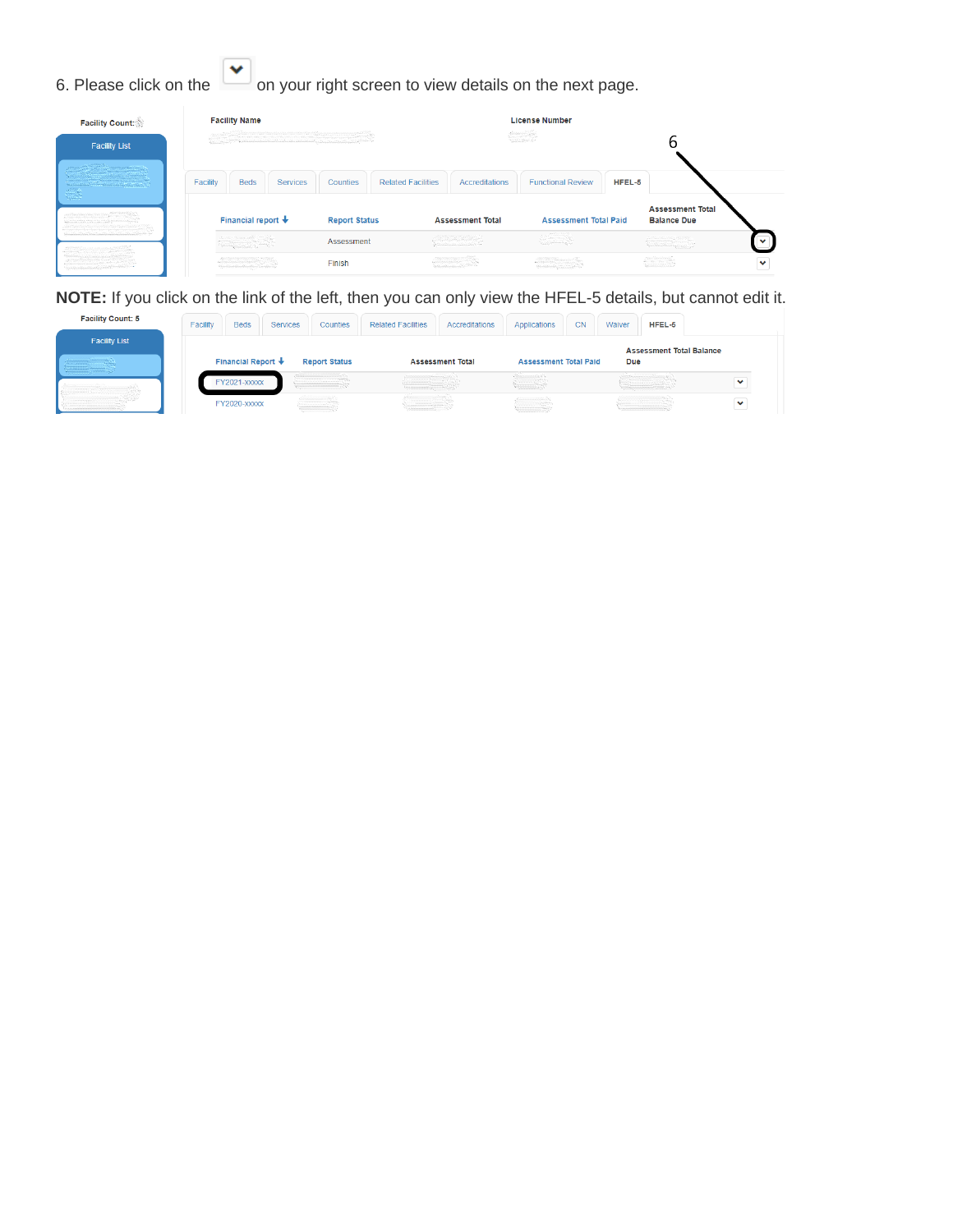6. Please click on the ⌄ on your right screen to view details on the next page.

Facility Count:

Facility List

Facility Name

License Number

6

Facility | Beds | Services | Counties | Related Facilities | Accreditations | Functional Review | HFEL-5

| Financial report | Report Status | Assessment Total | Assessment Total Paid | Assessment Total Balance Due | |
|---|---|---|---|---|---|
| | Assessment | | | | ⌄ |
| | Finish | | | | ⌄ |

**NOTE:** If you click on the link of the left, then you can only view the HFEL-5 details, but cannot edit it.

Facility Count: 5

Facility List

Facility | Beds | Services | Counties | Related Facilities | Accreditations | Applications | CN | Waiver | HFEL-5

| Financial Report | Report Status | Assessment Total | Assessment Total Paid | Assessment Total Balance Due | |
|---|---|---|---|---|---|
| FY2021-xxxxx | | | | | ⌄ |
| FY2020-xxxxx | | | | | ⌄ |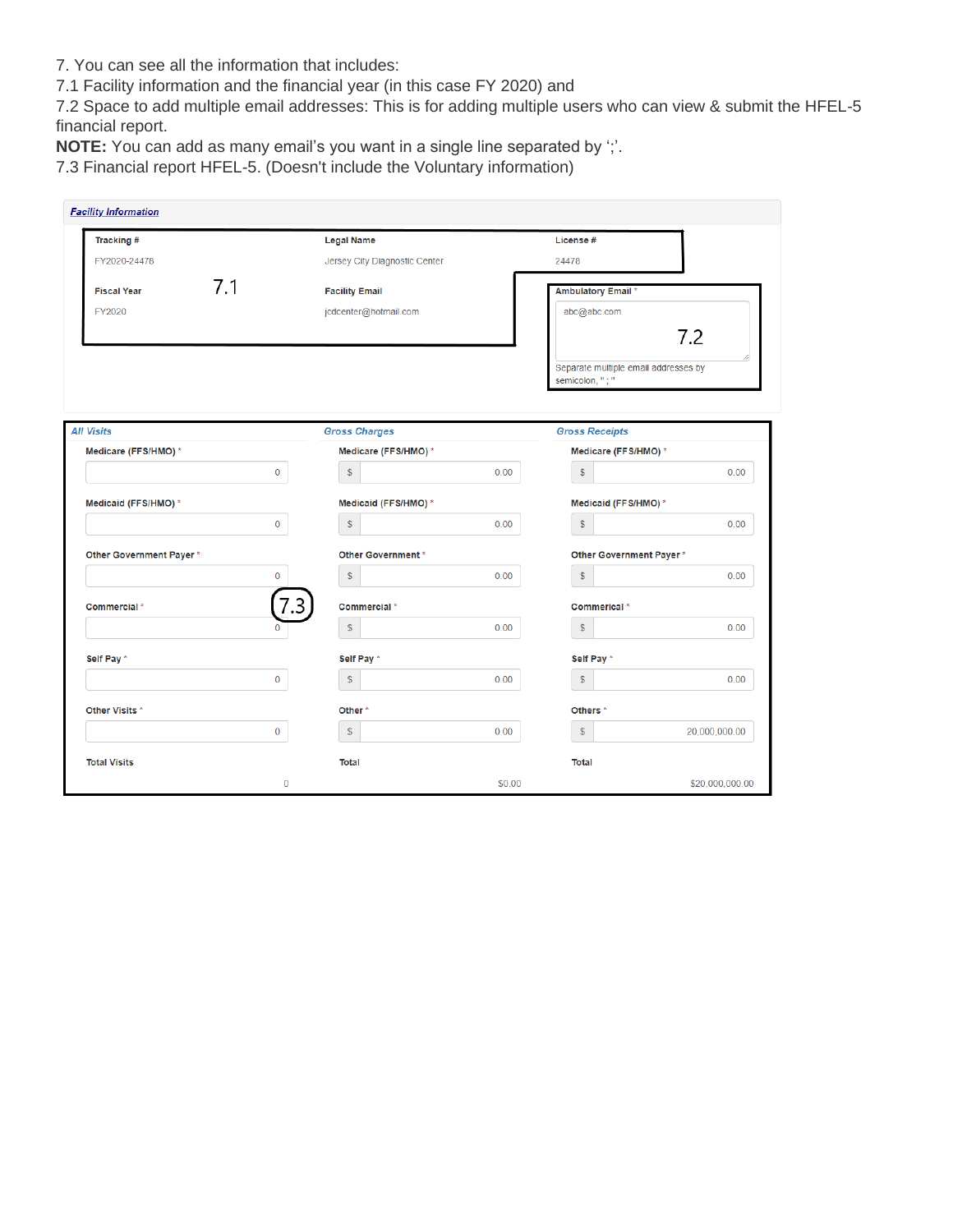7. You can see all the information that includes:

7.1 Facility information and the financial year (in this case FY 2020) and

7.2 Space to add multiple email addresses: This is for adding multiple users who can view & submit the HFEL-5 financial report.

**NOTE:** You can add as many email's you want in a single line separated by ';'.

7.3 Financial report HFEL-5. (Doesn't include the Voluntary information)

***Facility Information***

| Tracking # | Legal Name | License # |
|---|---|---|
| FY2020-24478 | Jersey City Diagnostic Center | 24478 |

| Fiscal Year | Facility Email | Ambulatory Email * |
|---|---|---|
| FY2020 | jcdcenter@hotmail.com | abc@abc.com |

7.1

7.2

Separate multiple email addresses by semicolon, " ; "

7.3

| *All Visits* | | *Gross Charges* | | *Gross Receipts* | |
|---|---|---|---|---|---|
| Medicare (FFS/HMO) * | 0 | Medicare (FFS/HMO) * | $ 0.00 | Medicare (FFS/HMO) * | $ 0.00 |
| Medicaid (FFS/HMO) * | 0 | Medicaid (FFS/HMO) * | $ 0.00 | Medicaid (FFS/HMO) * | $ 0.00 |
| Other Government Payer * | 0 | Other Government * | $ 0.00 | Other Government Payer * | $ 0.00 |
| Commercial * | 0 | Commercial * | $ 0.00 | Commerical * | $ 0.00 |
| Self Pay * | 0 | Self Pay * | $ 0.00 | Self Pay * | $ 0.00 |
| Other Visits * | 0 | Other * | $ 0.00 | Others * | $ 20,000,000.00 |
| Total Visits | 0 | Total | $0.00 | Total | $20,000,000.00 |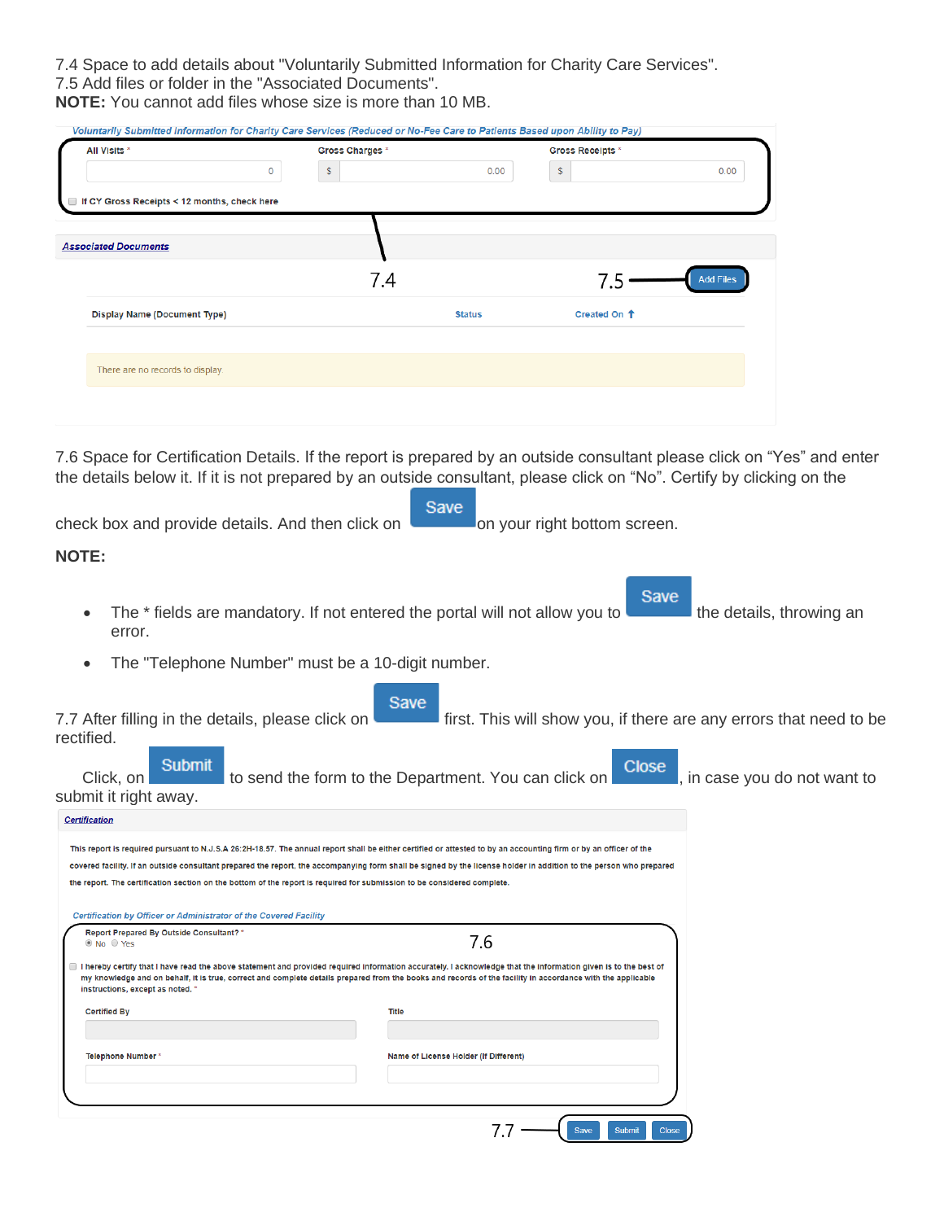7.4 Space to add details about "Voluntarily Submitted Information for Charity Care Services".
7.5 Add files or folder in the "Associated Documents".
**NOTE:** You cannot add files whose size is more than 10 MB.

*Voluntarily Submitted Information for Charity Care Services (Reduced or No-Fee Care to Patients Based upon Ability to Pay)*

| All Visits * | Gross Charges * | Gross Receipts * |
|---|---|---|
| 0 | $ 0.00 | $ 0.00 |

☐ If CY Gross Receipts < 12 months, check here

7.4

***Associated Documents***

7.5 — Add Files

| Display Name (Document Type) | Status | Created On |
|---|---|---|
| There are no records to display | | |

7.6 Space for Certification Details. If the report is prepared by an outside consultant please click on "Yes" and enter the details below it. If it is not prepared by an outside consultant, please click on "No". Certify by clicking on the check box and provide details. And then click on Save on your right bottom screen.

**NOTE:**

- The * fields are mandatory. If not entered the portal will not allow you to Save the details, throwing an error.
- The "Telephone Number" must be a 10-digit number.

7.7 After filling in the details, please click on Save first. This will show you, if there are any errors that need to be rectified.

Click, on Submit to send the form to the Department. You can click on Close, in case you do not want to submit it right away.

***Certification***

This report is required pursuant to N.J.S.A 26:2H-18.57. The annual report shall be either certified or attested to by an accounting firm or by an officer of the covered facility. If an outside consultant prepared the report, the accompanying form shall be signed by the license holder in addition to the person who prepared the report. The certification section on the bottom of the report is required for submission to be considered complete.

*Certification by Officer or Administrator of the Covered Facility*

Report Prepared By Outside Consultant? *
◉ No ○ Yes

7.6

☐ I hereby certify that I have read the above statement and provided required information accurately. I acknowledge that the information given is to the best of my knowledge and on behalf, it is true, correct and complete details prepared from the books and records of the facility in accordance with the applicable instructions, except as noted. *

| Certified By | Title |
|---|---|
| | |
| **Telephone Number *** | **Name of License Holder (If Different)** |
| | |

7.7 — Save | Submit | Close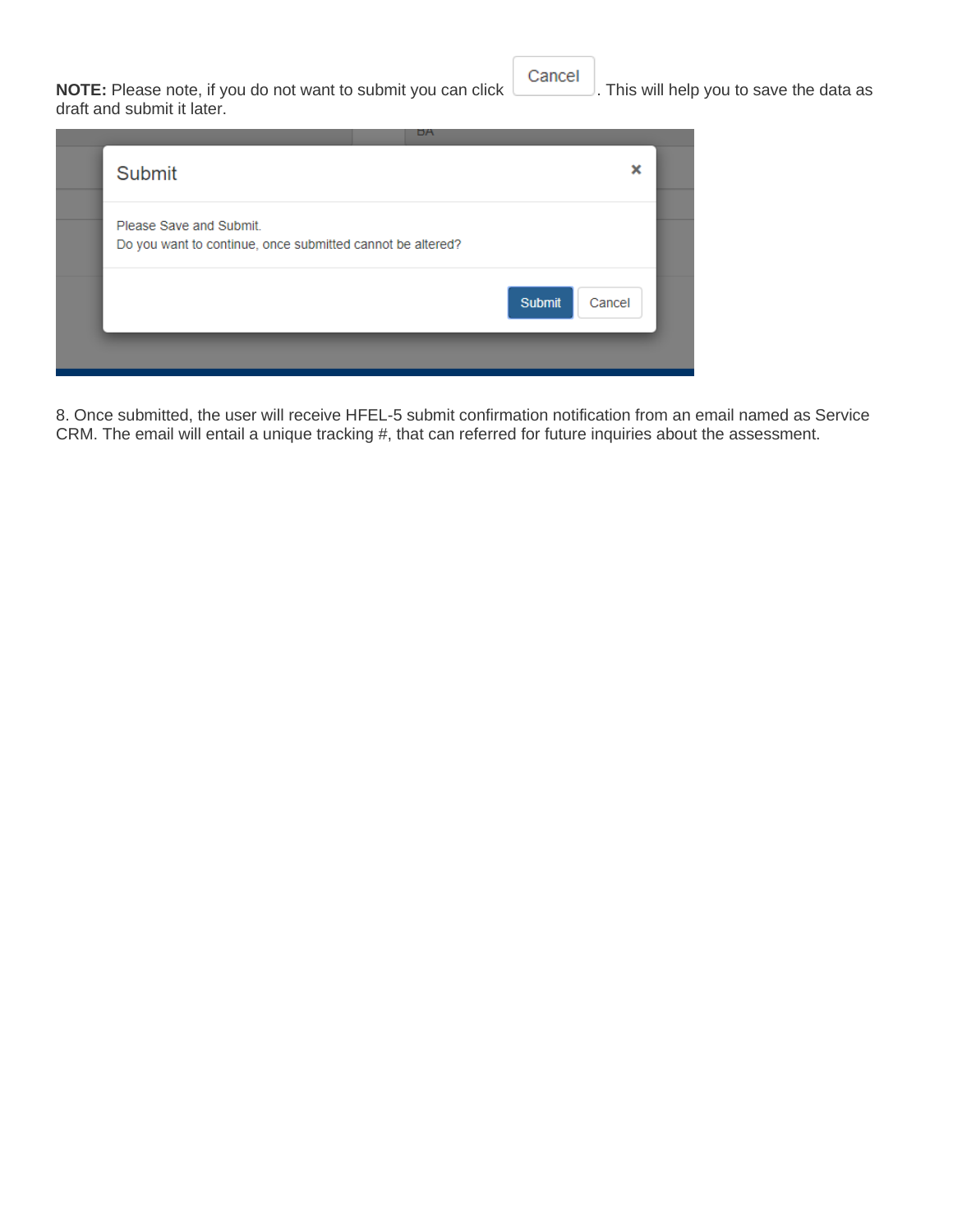**NOTE:** Please note, if you do not want to submit you can click Cancel. This will help you to save the data as draft and submit it later.

8. Once submitted, the user will receive HFEL-5 submit confirmation notification from an email named as Service CRM. The email will entail a unique tracking #, that can referred for future inquiries about the assessment.